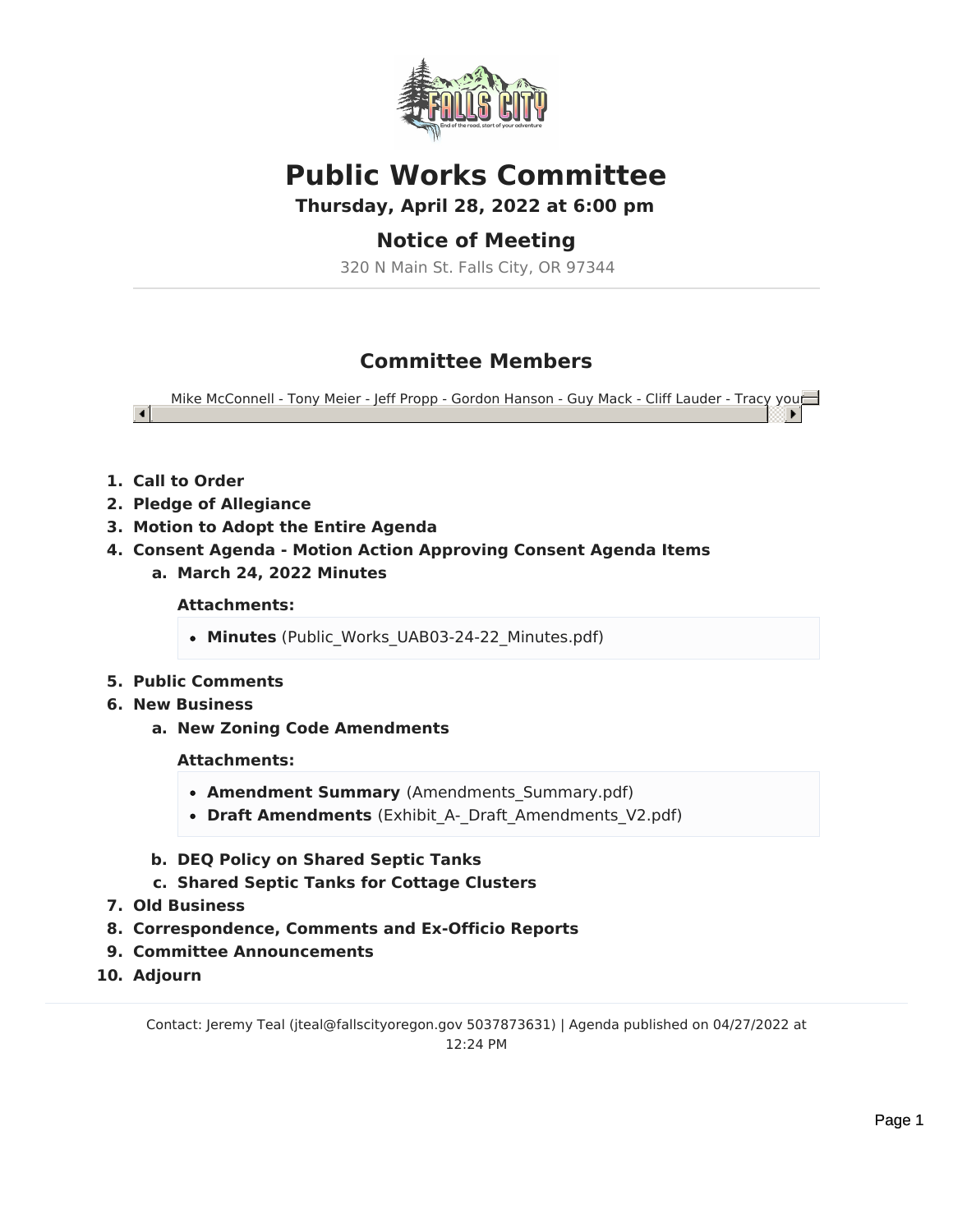# Public Works Committee

**Thursday, April 28, 2022 at 6:00 pm**

## Notice of Meeting

320 N Main St. Falls City, OR 97344

## Committee Members

Mike McConnell - Tony Meier - Jeff Propp - Gordon Hanson - Guy Mack - Cliff Lauder - Tracy your

1. **Call to Order**
2. **Pledge of Allegiance**
3. **Motion to Adopt the Entire Agenda**
4. **Consent Agenda - Motion Action Approving Consent Agenda Items**
   a. **March 24, 2022 Minutes**

      **Attachments:**

      - **Minutes** (Public_Works_UAB03-24-22_Minutes.pdf)

5. **Public Comments**
6. **New Business**
   a. **New Zoning Code Amendments**

      **Attachments:**

      - **Amendment Summary** (Amendments_Summary.pdf)
      - **Draft Amendments** (Exhibit_A-_Draft_Amendments_V2.pdf)

   b. **DEQ Policy on Shared Septic Tanks**
   c. **Shared Septic Tanks for Cottage Clusters**
7. **Old Business**
8. **Correspondence, Comments and Ex-Officio Reports**
9. **Committee Announcements**
10. **Adjourn**

Contact: Jeremy Teal (jteal@fallscityoregon.gov 5037873631) | Agenda published on 04/27/2022 at 12:24 PM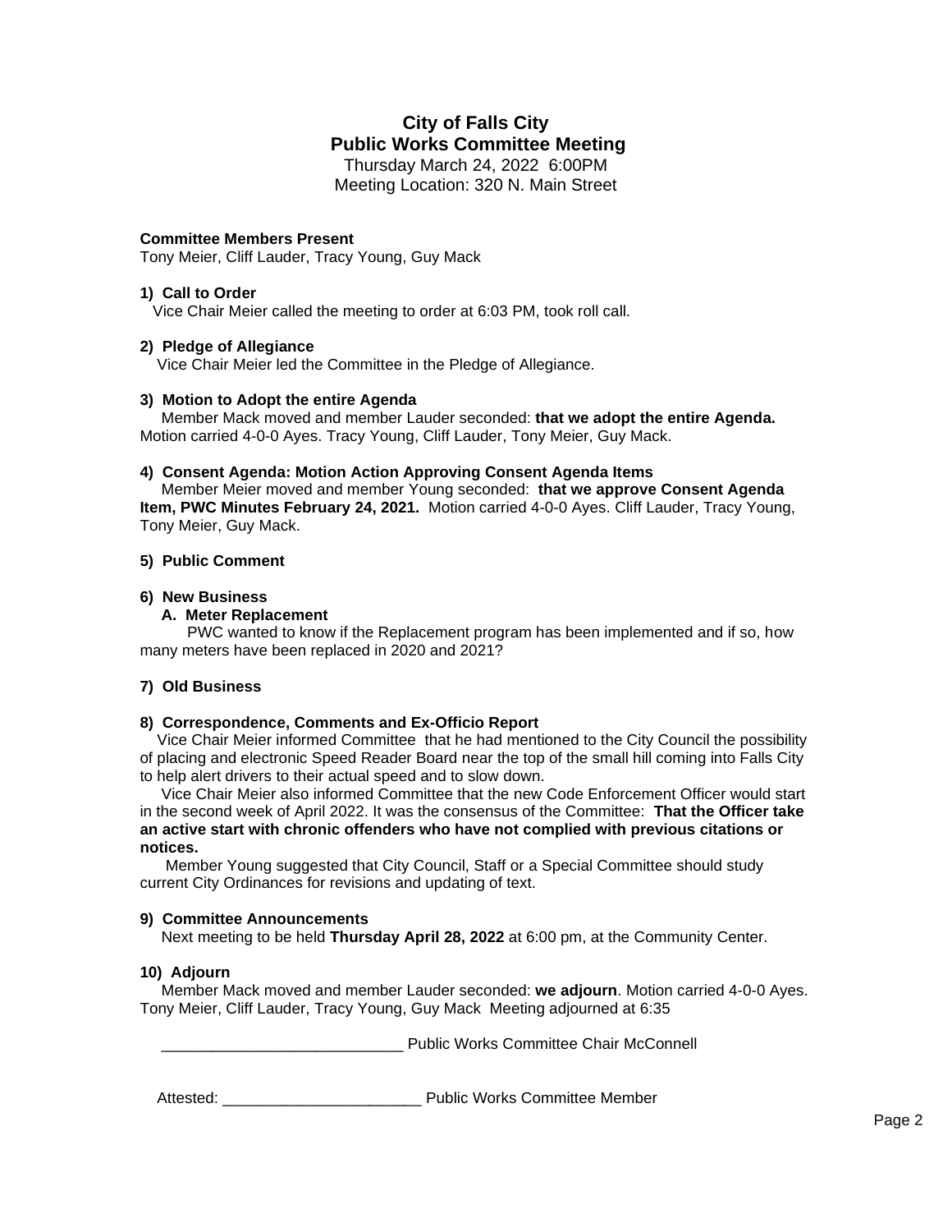# City of Falls City
## Public Works Committee Meeting

Thursday March 24, 2022 6:00PM
Meeting Location: 320 N. Main Street

**Committee Members Present**
Tony Meier, Cliff Lauder, Tracy Young, Guy Mack

**1) Call to Order**
Vice Chair Meier called the meeting to order at 6:03 PM, took roll call.

**2) Pledge of Allegiance**
Vice Chair Meier led the Committee in the Pledge of Allegiance.

**3) Motion to Adopt the entire Agenda**
Member Mack moved and member Lauder seconded: **that we adopt the entire Agenda.** Motion carried 4-0-0 Ayes. Tracy Young, Cliff Lauder, Tony Meier, Guy Mack.

**4) Consent Agenda: Motion Action Approving Consent Agenda Items**
Member Meier moved and member Young seconded: **that we approve Consent Agenda Item, PWC Minutes February 24, 2021.** Motion carried 4-0-0 Ayes. Cliff Lauder, Tracy Young, Tony Meier, Guy Mack.

**5) Public Comment**

**6) New Business**

**A. Meter Replacement**
PWC wanted to know if the Replacement program has been implemented and if so, how many meters have been replaced in 2020 and 2021?

**7) Old Business**

**8) Correspondence, Comments and Ex-Officio Report**
Vice Chair Meier informed Committee that he had mentioned to the City Council the possibility of placing and electronic Speed Reader Board near the top of the small hill coming into Falls City to help alert drivers to their actual speed and to slow down.

Vice Chair Meier also informed Committee that the new Code Enforcement Officer would start in the second week of April 2022. It was the consensus of the Committee: **That the Officer take an active start with chronic offenders who have not complied with previous citations or notices.**

Member Young suggested that City Council, Staff or a Special Committee should study current City Ordinances for revisions and updating of text.

**9) Committee Announcements**
Next meeting to be held **Thursday April 28, 2022** at 6:00 pm, at the Community Center.

**10) Adjourn**
Member Mack moved and member Lauder seconded: **we adjourn**. Motion carried 4-0-0 Ayes. Tony Meier, Cliff Lauder, Tracy Young, Guy Mack Meeting adjourned at 6:35

____________________________ Public Works Committee Chair McConnell

Attested: ______________________ Public Works Committee Member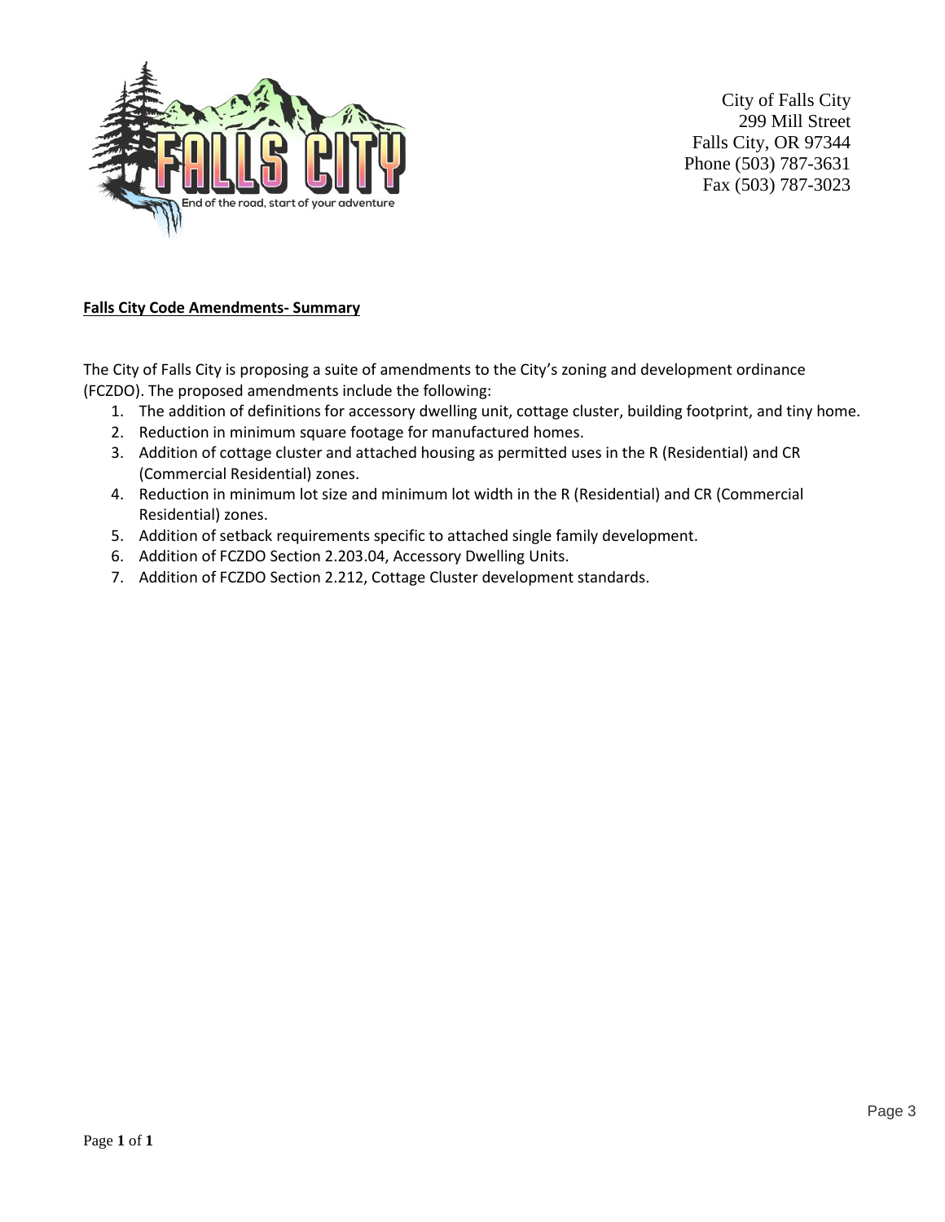City of Falls City
299 Mill Street
Falls City, OR 97344
Phone (503) 787-3631
Fax (503) 787-3023

**Falls City Code Amendments- Summary**

The City of Falls City is proposing a suite of amendments to the City's zoning and development ordinance (FCZDO). The proposed amendments include the following:

1. The addition of definitions for accessory dwelling unit, cottage cluster, building footprint, and tiny home.
2. Reduction in minimum square footage for manufactured homes.
3. Addition of cottage cluster and attached housing as permitted uses in the R (Residential) and CR (Commercial Residential) zones.
4. Reduction in minimum lot size and minimum lot width in the R (Residential) and CR (Commercial Residential) zones.
5. Addition of setback requirements specific to attached single family development.
6. Addition of FCZDO Section 2.203.04, Accessory Dwelling Units.
7. Addition of FCZDO Section 2.212, Cottage Cluster development standards.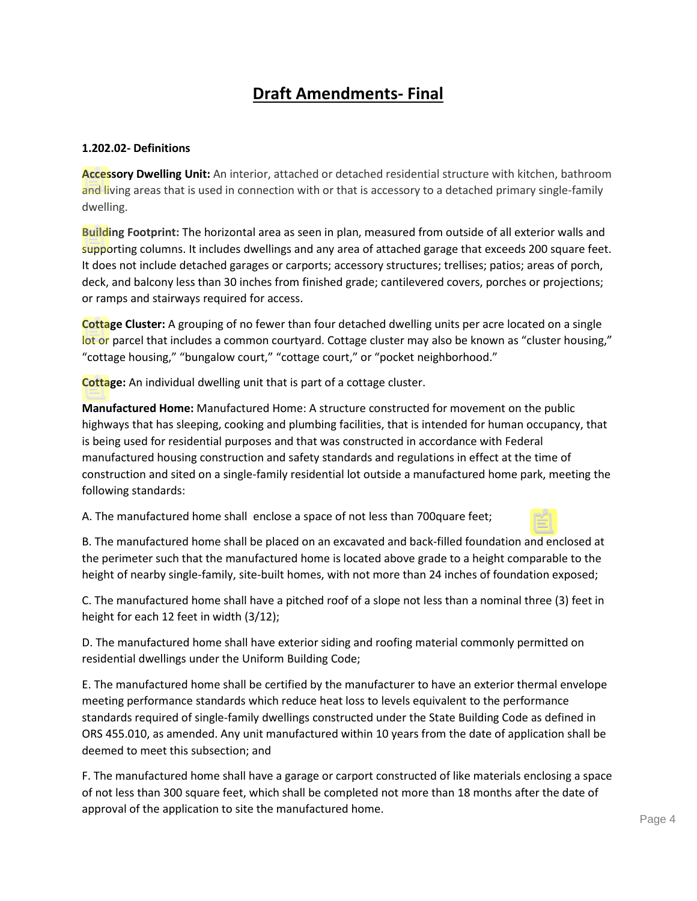# Draft Amendments- Final

**1.202.02- Definitions**

**Accessory Dwelling Unit:** An interior, attached or detached residential structure with kitchen, bathroom and living areas that is used in connection with or that is accessory to a detached primary single-family dwelling.

**Building Footprint:** The horizontal area as seen in plan, measured from outside of all exterior walls and supporting columns. It includes dwellings and any area of attached garage that exceeds 200 square feet. It does not include detached garages or carports; accessory structures; trellises; patios; areas of porch, deck, and balcony less than 30 inches from finished grade; cantilevered covers, porches or projections; or ramps and stairways required for access.

**Cottage Cluster:** A grouping of no fewer than four detached dwelling units per acre located on a single lot or parcel that includes a common courtyard. Cottage cluster may also be known as "cluster housing," "cottage housing," "bungalow court," "cottage court," or "pocket neighborhood."

**Cottage:** An individual dwelling unit that is part of a cottage cluster.

**Manufactured Home:** Manufactured Home: A structure constructed for movement on the public highways that has sleeping, cooking and plumbing facilities, that is intended for human occupancy, that is being used for residential purposes and that was constructed in accordance with Federal manufactured housing construction and safety standards and regulations in effect at the time of construction and sited on a single-family residential lot outside a manufactured home park, meeting the following standards:

A. The manufactured home shall enclose a space of not less than 700quare feet;

B. The manufactured home shall be placed on an excavated and back-filled foundation and enclosed at the perimeter such that the manufactured home is located above grade to a height comparable to the height of nearby single-family, site-built homes, with not more than 24 inches of foundation exposed;

C. The manufactured home shall have a pitched roof of a slope not less than a nominal three (3) feet in height for each 12 feet in width (3/12);

D. The manufactured home shall have exterior siding and roofing material commonly permitted on residential dwellings under the Uniform Building Code;

E. The manufactured home shall be certified by the manufacturer to have an exterior thermal envelope meeting performance standards which reduce heat loss to levels equivalent to the performance standards required of single-family dwellings constructed under the State Building Code as defined in ORS 455.010, as amended. Any unit manufactured within 10 years from the date of application shall be deemed to meet this subsection; and

F. The manufactured home shall have a garage or carport constructed of like materials enclosing a space of not less than 300 square feet, which shall be completed not more than 18 months after the date of approval of the application to site the manufactured home.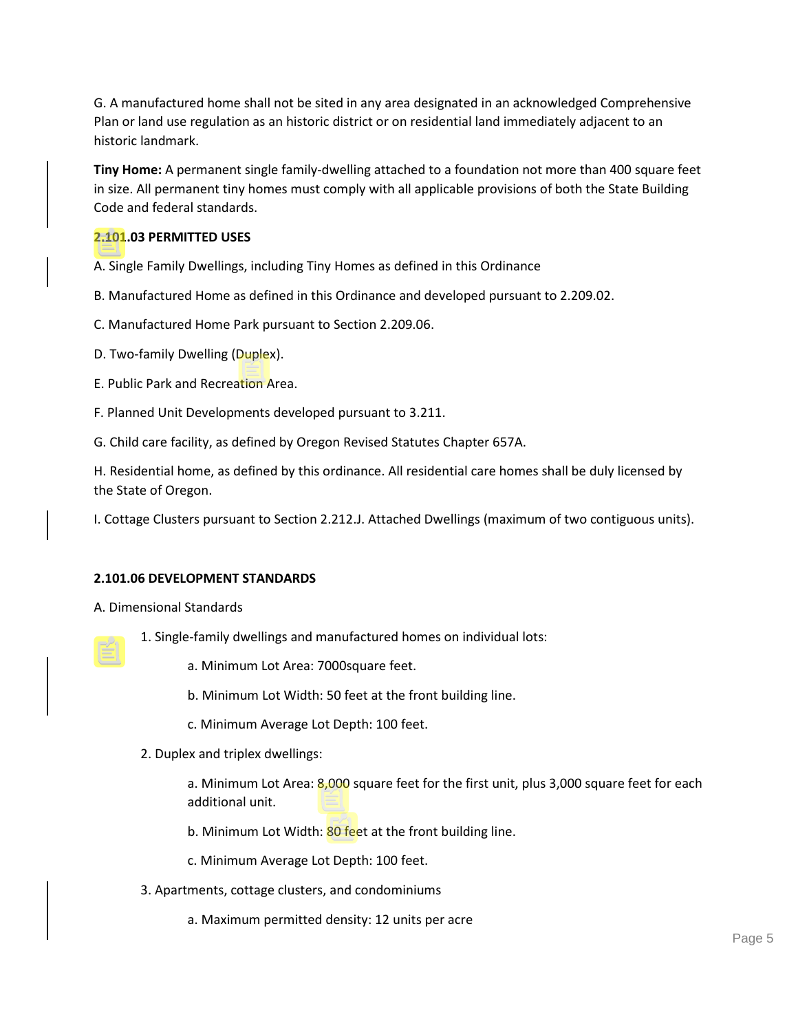G. A manufactured home shall not be sited in any area designated in an acknowledged Comprehensive Plan or land use regulation as an historic district or on residential land immediately adjacent to an historic landmark.

**Tiny Home:** A permanent single family-dwelling attached to a foundation not more than 400 square feet in size. All permanent tiny homes must comply with all applicable provisions of both the State Building Code and federal standards.

**2.101.03 PERMITTED USES**

A. Single Family Dwellings, including Tiny Homes as defined in this Ordinance

B. Manufactured Home as defined in this Ordinance and developed pursuant to 2.209.02.

C. Manufactured Home Park pursuant to Section 2.209.06.

D. Two-family Dwelling (Duplex).

E. Public Park and Recreation Area.

F. Planned Unit Developments developed pursuant to 3.211.

G. Child care facility, as defined by Oregon Revised Statutes Chapter 657A.

H. Residential home, as defined by this ordinance. All residential care homes shall be duly licensed by the State of Oregon.

I. Cottage Clusters pursuant to Section 2.212.J. Attached Dwellings (maximum of two contiguous units).

**2.101.06 DEVELOPMENT STANDARDS**

A. Dimensional Standards

1. Single-family dwellings and manufactured homes on individual lots:

    a. Minimum Lot Area: 7000square feet.

    b. Minimum Lot Width: 50 feet at the front building line.

    c. Minimum Average Lot Depth: 100 feet.

2. Duplex and triplex dwellings:

    a. Minimum Lot Area: 8,000 square feet for the first unit, plus 3,000 square feet for each additional unit.

    b. Minimum Lot Width: 80 feet at the front building line.

    c. Minimum Average Lot Depth: 100 feet.

3. Apartments, cottage clusters, and condominiums

    a. Maximum permitted density: 12 units per acre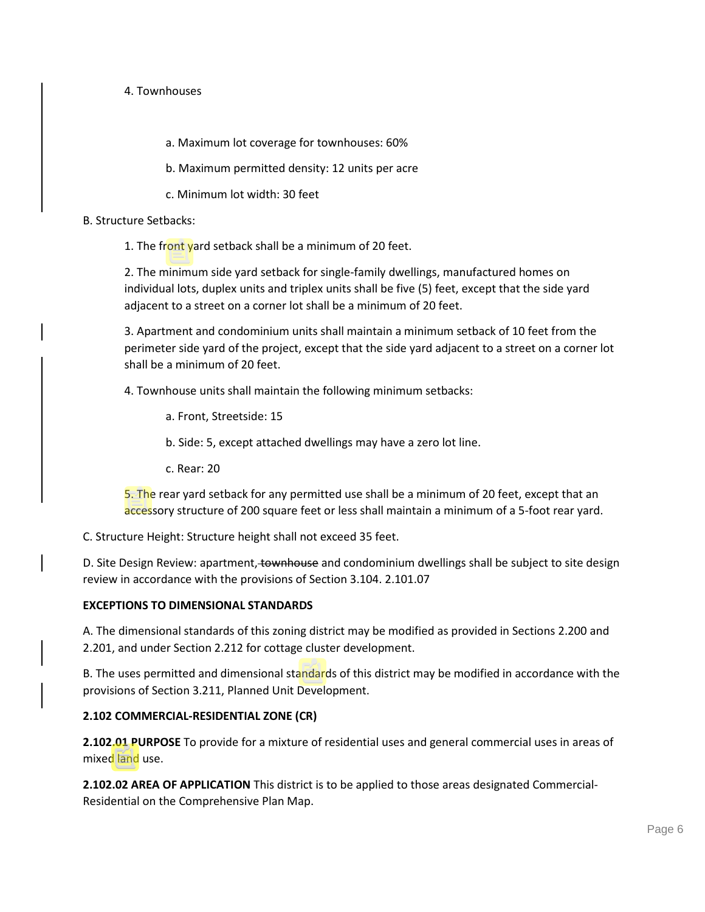4. Townhouses

a. Maximum lot coverage for townhouses: 60%

b. Maximum permitted density: 12 units per acre

c. Minimum lot width: 30 feet

B. Structure Setbacks:

1. The front yard setback shall be a minimum of 20 feet.

2. The minimum side yard setback for single-family dwellings, manufactured homes on individual lots, duplex units and triplex units shall be five (5) feet, except that the side yard adjacent to a street on a corner lot shall be a minimum of 20 feet.

3. Apartment and condominium units shall maintain a minimum setback of 10 feet from the perimeter side yard of the project, except that the side yard adjacent to a street on a corner lot shall be a minimum of 20 feet.

4. Townhouse units shall maintain the following minimum setbacks:

a. Front, Streetside: 15

b. Side: 5, except attached dwellings may have a zero lot line.

c. Rear: 20

5. The rear yard setback for any permitted use shall be a minimum of 20 feet, except that an accessory structure of 200 square feet or less shall maintain a minimum of a 5-foot rear yard.

C. Structure Height: Structure height shall not exceed 35 feet.

D. Site Design Review: apartment, ~~townhouse~~ and condominium dwellings shall be subject to site design review in accordance with the provisions of Section 3.104. 2.101.07

**EXCEPTIONS TO DIMENSIONAL STANDARDS**

A. The dimensional standards of this zoning district may be modified as provided in Sections 2.200 and 2.201, and under Section 2.212 for cottage cluster development.

B. The uses permitted and dimensional standards of this district may be modified in accordance with the provisions of Section 3.211, Planned Unit Development.

**2.102 COMMERCIAL-RESIDENTIAL ZONE (CR)**

**2.102.01 PURPOSE** To provide for a mixture of residential uses and general commercial uses in areas of mixed land use.

**2.102.02 AREA OF APPLICATION** This district is to be applied to those areas designated Commercial-Residential on the Comprehensive Plan Map.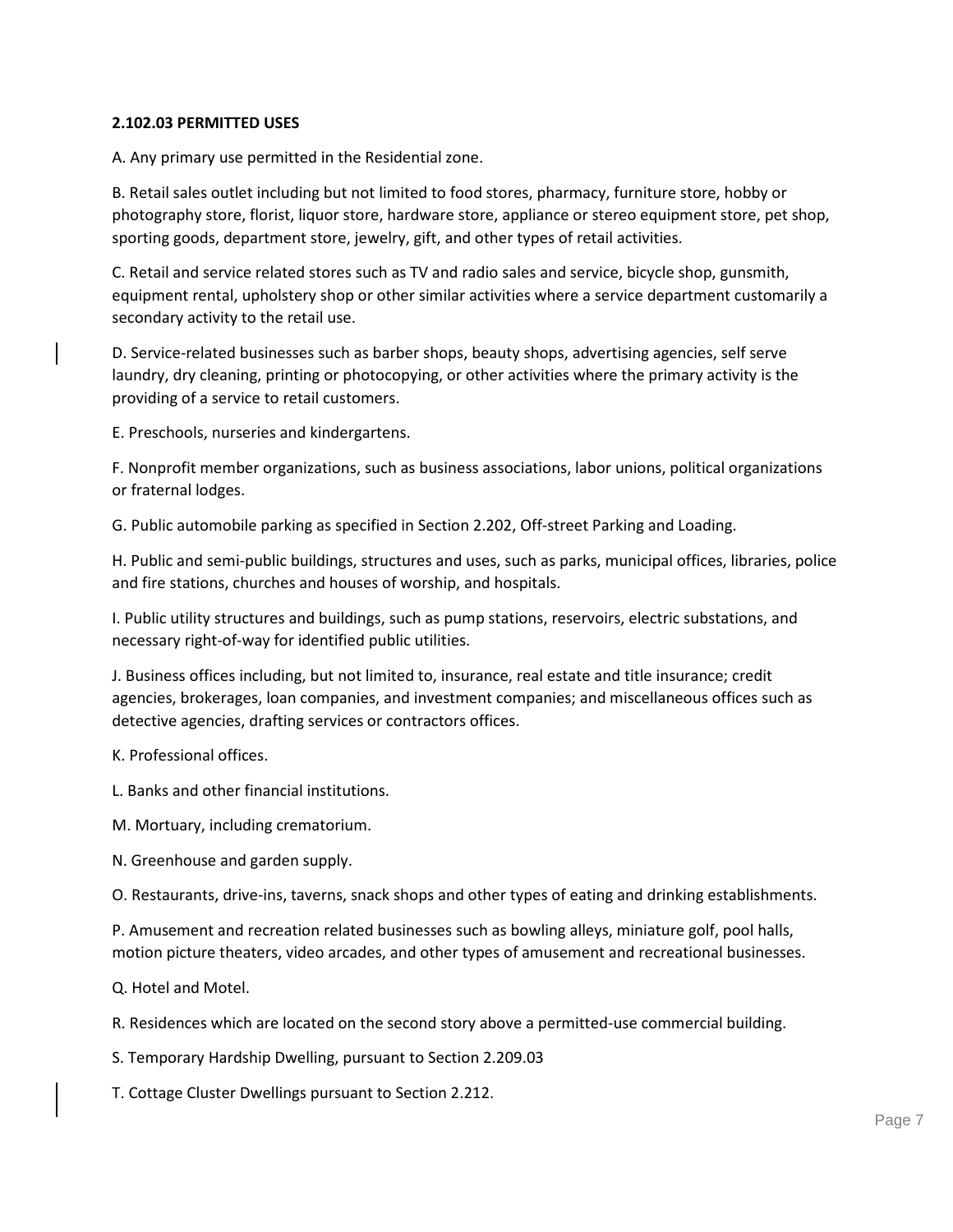**2.102.03 PERMITTED USES**

A. Any primary use permitted in the Residential zone.

B. Retail sales outlet including but not limited to food stores, pharmacy, furniture store, hobby or photography store, florist, liquor store, hardware store, appliance or stereo equipment store, pet shop, sporting goods, department store, jewelry, gift, and other types of retail activities.

C. Retail and service related stores such as TV and radio sales and service, bicycle shop, gunsmith, equipment rental, upholstery shop or other similar activities where a service department customarily a secondary activity to the retail use.

D. Service-related businesses such as barber shops, beauty shops, advertising agencies, self serve laundry, dry cleaning, printing or photocopying, or other activities where the primary activity is the providing of a service to retail customers.

E. Preschools, nurseries and kindergartens.

F. Nonprofit member organizations, such as business associations, labor unions, political organizations or fraternal lodges.

G. Public automobile parking as specified in Section 2.202, Off-street Parking and Loading.

H. Public and semi-public buildings, structures and uses, such as parks, municipal offices, libraries, police and fire stations, churches and houses of worship, and hospitals.

I. Public utility structures and buildings, such as pump stations, reservoirs, electric substations, and necessary right-of-way for identified public utilities.

J. Business offices including, but not limited to, insurance, real estate and title insurance; credit agencies, brokerages, loan companies, and investment companies; and miscellaneous offices such as detective agencies, drafting services or contractors offices.

K. Professional offices.

L. Banks and other financial institutions.

M. Mortuary, including crematorium.

N. Greenhouse and garden supply.

O. Restaurants, drive-ins, taverns, snack shops and other types of eating and drinking establishments.

P. Amusement and recreation related businesses such as bowling alleys, miniature golf, pool halls, motion picture theaters, video arcades, and other types of amusement and recreational businesses.

Q. Hotel and Motel.

R. Residences which are located on the second story above a permitted-use commercial building.

S. Temporary Hardship Dwelling, pursuant to Section 2.209.03

T. Cottage Cluster Dwellings pursuant to Section 2.212.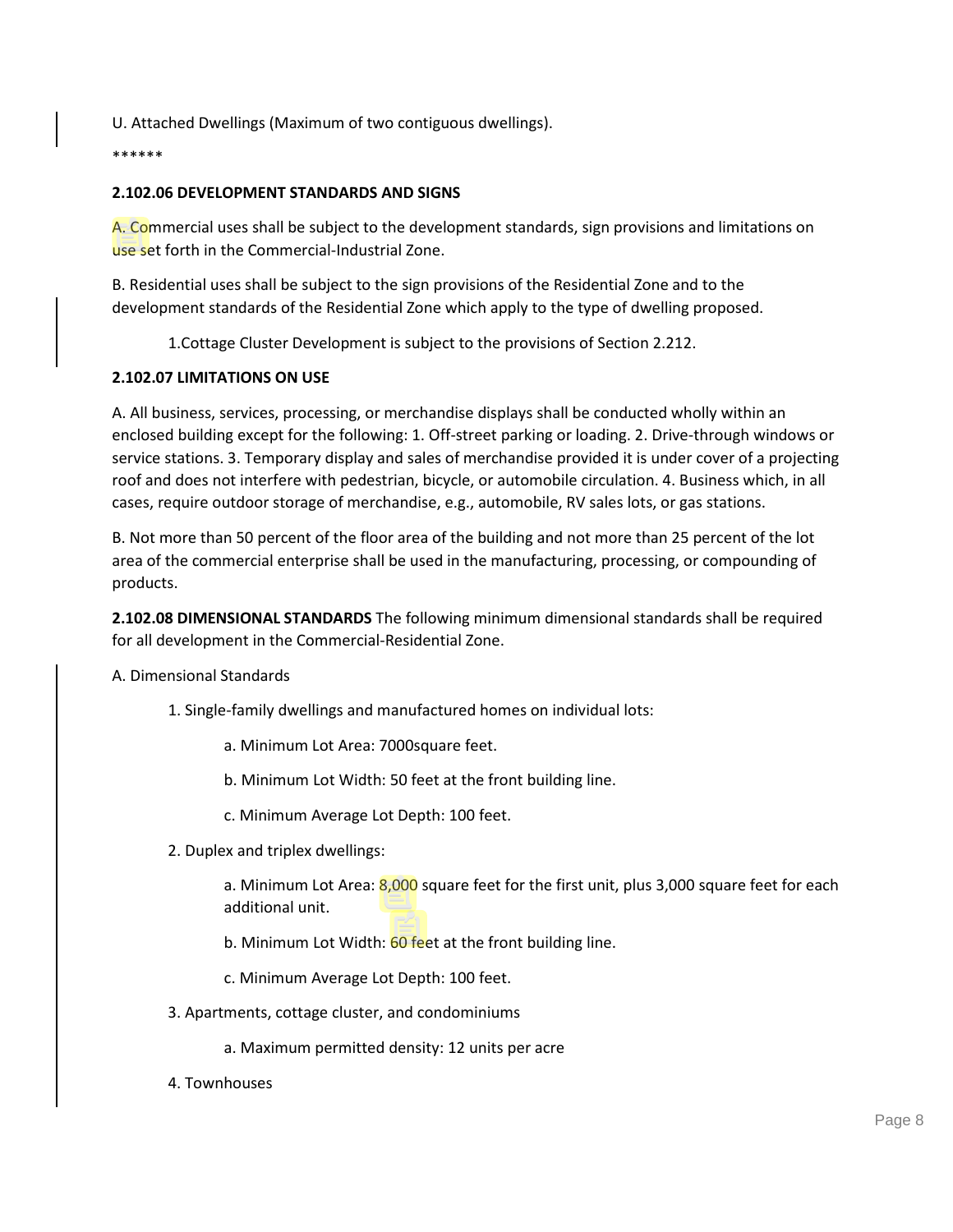U. Attached Dwellings (Maximum of two contiguous dwellings).

******

**2.102.06 DEVELOPMENT STANDARDS AND SIGNS**

A. Commercial uses shall be subject to the development standards, sign provisions and limitations on use set forth in the Commercial-Industrial Zone.

B. Residential uses shall be subject to the sign provisions of the Residential Zone and to the development standards of the Residential Zone which apply to the type of dwelling proposed.

1.Cottage Cluster Development is subject to the provisions of Section 2.212.

**2.102.07 LIMITATIONS ON USE**

A. All business, services, processing, or merchandise displays shall be conducted wholly within an enclosed building except for the following: 1. Off-street parking or loading. 2. Drive-through windows or service stations. 3. Temporary display and sales of merchandise provided it is under cover of a projecting roof and does not interfere with pedestrian, bicycle, or automobile circulation. 4. Business which, in all cases, require outdoor storage of merchandise, e.g., automobile, RV sales lots, or gas stations.

B. Not more than 50 percent of the floor area of the building and not more than 25 percent of the lot area of the commercial enterprise shall be used in the manufacturing, processing, or compounding of products.

**2.102.08 DIMENSIONAL STANDARDS** The following minimum dimensional standards shall be required for all development in the Commercial-Residential Zone.

A. Dimensional Standards

1. Single-family dwellings and manufactured homes on individual lots:

   a. Minimum Lot Area: 7000square feet.

   b. Minimum Lot Width: 50 feet at the front building line.

   c. Minimum Average Lot Depth: 100 feet.

2. Duplex and triplex dwellings:

   a. Minimum Lot Area: 8,000 square feet for the first unit, plus 3,000 square feet for each additional unit.

   b. Minimum Lot Width: 60 feet at the front building line.

   c. Minimum Average Lot Depth: 100 feet.

3. Apartments, cottage cluster, and condominiums

   a. Maximum permitted density: 12 units per acre

4. Townhouses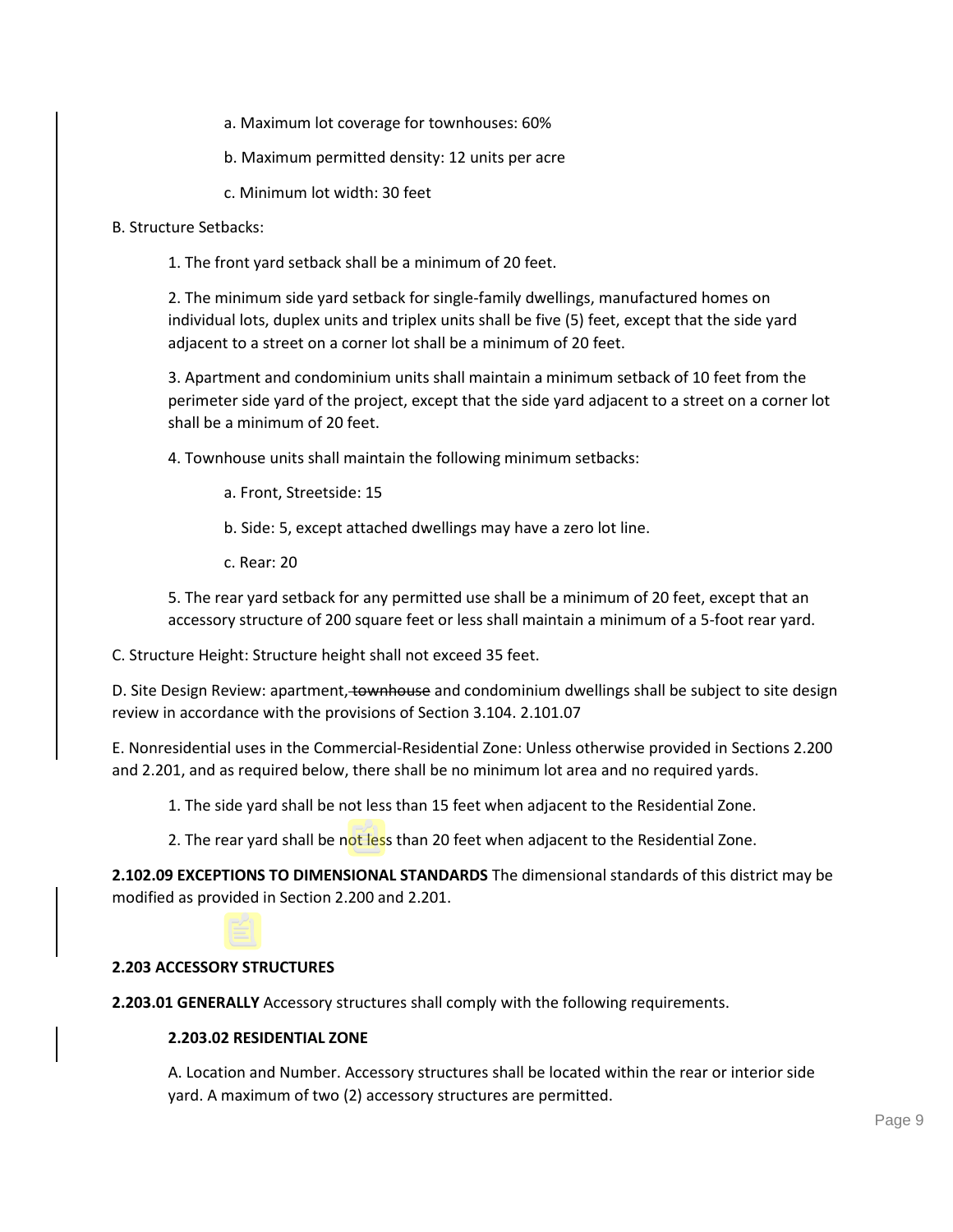a. Maximum lot coverage for townhouses: 60%

b. Maximum permitted density: 12 units per acre

c. Minimum lot width: 30 feet

B. Structure Setbacks:

1. The front yard setback shall be a minimum of 20 feet.

2. The minimum side yard setback for single-family dwellings, manufactured homes on individual lots, duplex units and triplex units shall be five (5) feet, except that the side yard adjacent to a street on a corner lot shall be a minimum of 20 feet.

3. Apartment and condominium units shall maintain a minimum setback of 10 feet from the perimeter side yard of the project, except that the side yard adjacent to a street on a corner lot shall be a minimum of 20 feet.

4. Townhouse units shall maintain the following minimum setbacks:

a. Front, Streetside: 15

b. Side: 5, except attached dwellings may have a zero lot line.

c. Rear: 20

5. The rear yard setback for any permitted use shall be a minimum of 20 feet, except that an accessory structure of 200 square feet or less shall maintain a minimum of a 5-foot rear yard.

C. Structure Height: Structure height shall not exceed 35 feet.

D. Site Design Review: apartment, ~~townhouse~~ and condominium dwellings shall be subject to site design review in accordance with the provisions of Section 3.104. 2.101.07

E. Nonresidential uses in the Commercial-Residential Zone: Unless otherwise provided in Sections 2.200 and 2.201, and as required below, there shall be no minimum lot area and no required yards.

1. The side yard shall be not less than 15 feet when adjacent to the Residential Zone.

2. The rear yard shall be not less than 20 feet when adjacent to the Residential Zone.

**2.102.09 EXCEPTIONS TO DIMENSIONAL STANDARDS** The dimensional standards of this district may be modified as provided in Section 2.200 and 2.201.

**2.203 ACCESSORY STRUCTURES**

**2.203.01 GENERALLY** Accessory structures shall comply with the following requirements.

**2.203.02 RESIDENTIAL ZONE**

A. Location and Number. Accessory structures shall be located within the rear or interior side yard. A maximum of two (2) accessory structures are permitted.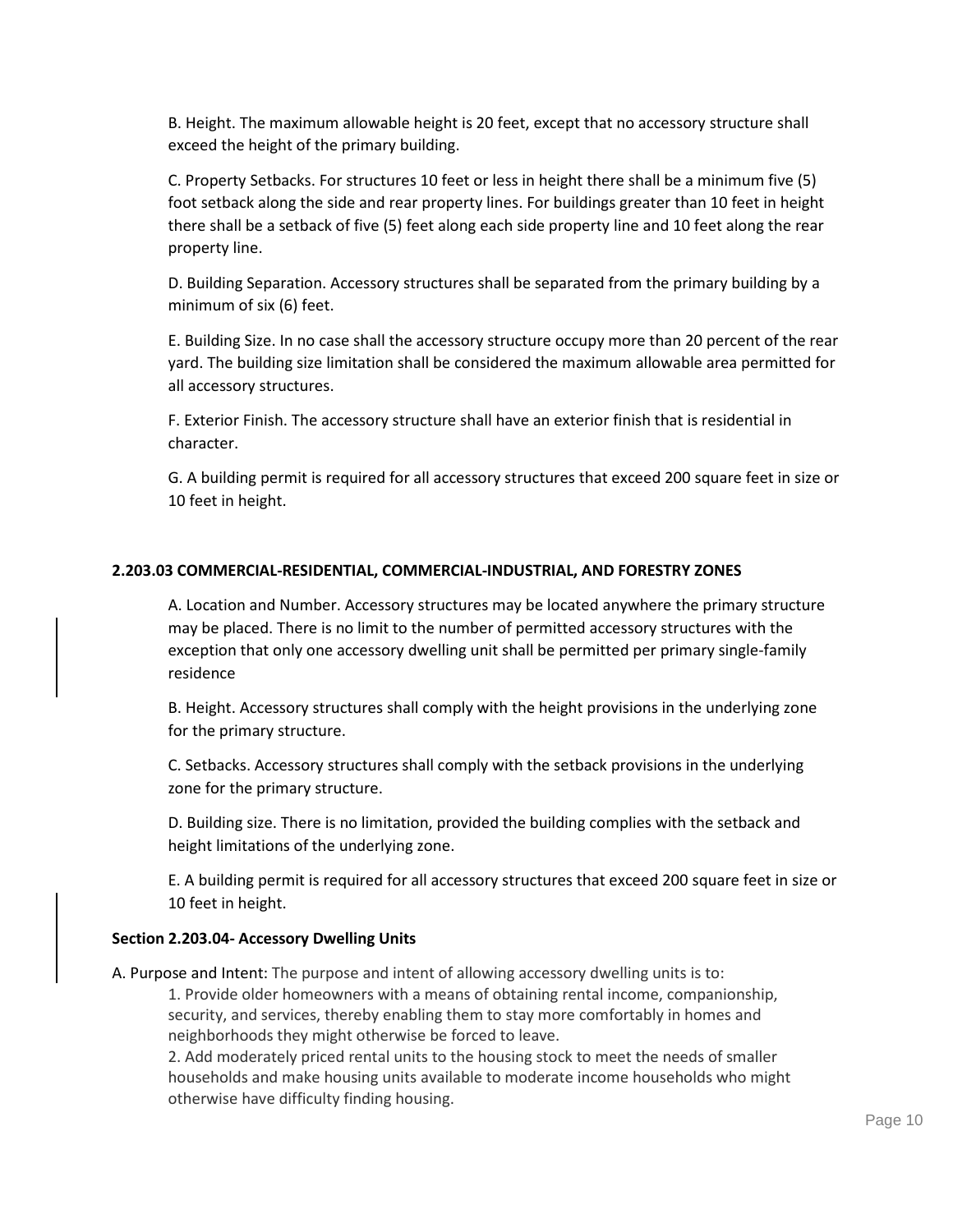B. Height. The maximum allowable height is 20 feet, except that no accessory structure shall exceed the height of the primary building.

C. Property Setbacks. For structures 10 feet or less in height there shall be a minimum five (5) foot setback along the side and rear property lines. For buildings greater than 10 feet in height there shall be a setback of five (5) feet along each side property line and 10 feet along the rear property line.

D. Building Separation. Accessory structures shall be separated from the primary building by a minimum of six (6) feet.

E. Building Size. In no case shall the accessory structure occupy more than 20 percent of the rear yard. The building size limitation shall be considered the maximum allowable area permitted for all accessory structures.

F. Exterior Finish. The accessory structure shall have an exterior finish that is residential in character.

G. A building permit is required for all accessory structures that exceed 200 square feet in size or 10 feet in height.

### 2.203.03 COMMERCIAL-RESIDENTIAL, COMMERCIAL-INDUSTRIAL, AND FORESTRY ZONES

A. Location and Number. Accessory structures may be located anywhere the primary structure may be placed. There is no limit to the number of permitted accessory structures with the exception that only one accessory dwelling unit shall be permitted per primary single-family residence

B. Height. Accessory structures shall comply with the height provisions in the underlying zone for the primary structure.

C. Setbacks. Accessory structures shall comply with the setback provisions in the underlying zone for the primary structure.

D. Building size. There is no limitation, provided the building complies with the setback and height limitations of the underlying zone.

E. A building permit is required for all accessory structures that exceed 200 square feet in size or 10 feet in height.

### Section 2.203.04- Accessory Dwelling Units

A. Purpose and Intent: The purpose and intent of allowing accessory dwelling units is to:

1. Provide older homeowners with a means of obtaining rental income, companionship, security, and services, thereby enabling them to stay more comfortably in homes and neighborhoods they might otherwise be forced to leave.
2. Add moderately priced rental units to the housing stock to meet the needs of smaller households and make housing units available to moderate income households who might otherwise have difficulty finding housing.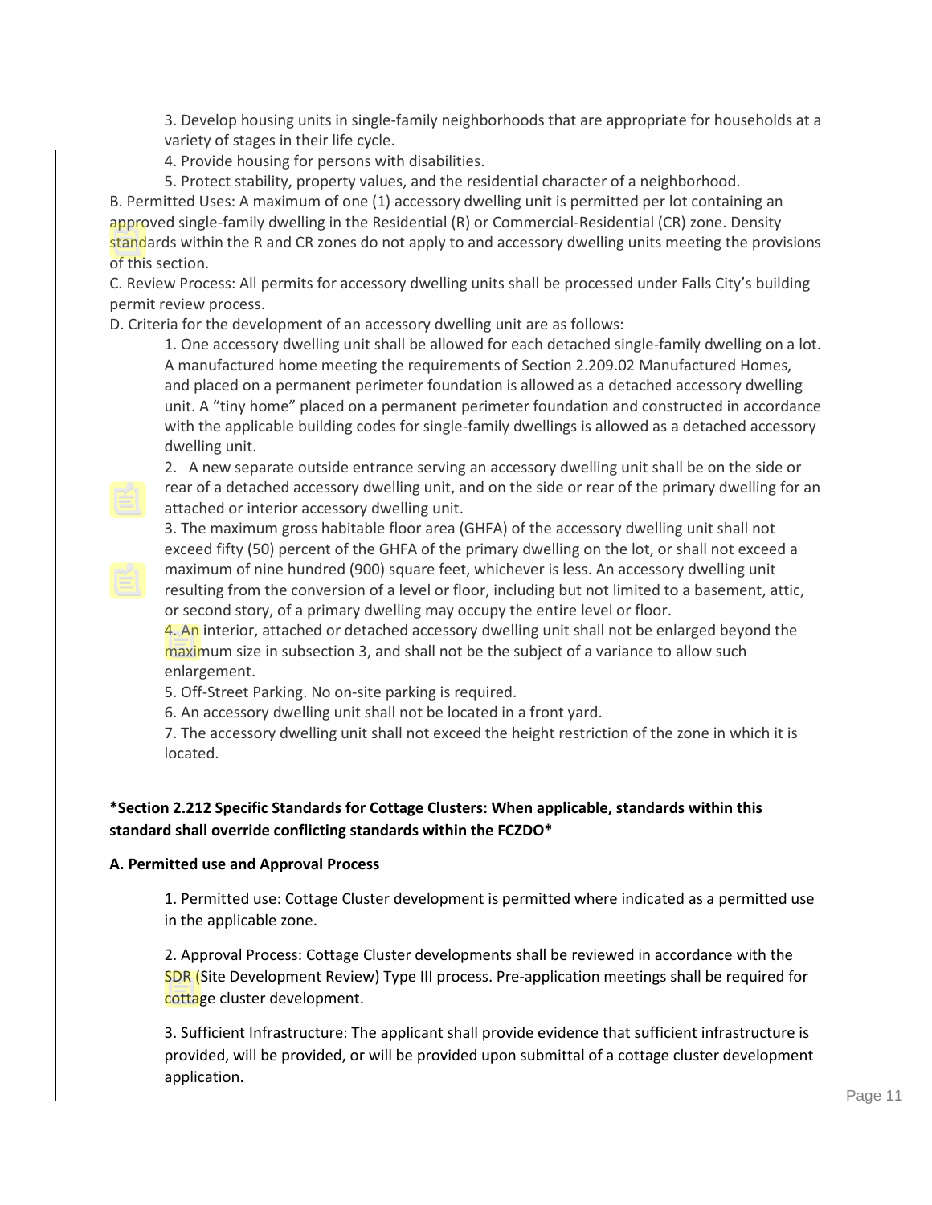3. Develop housing units in single-family neighborhoods that are appropriate for households at a variety of stages in their life cycle.

4. Provide housing for persons with disabilities.

5. Protect stability, property values, and the residential character of a neighborhood.

B. Permitted Uses: A maximum of one (1) accessory dwelling unit is permitted per lot containing an approved single-family dwelling in the Residential (R) or Commercial-Residential (CR) zone. Density standards within the R and CR zones do not apply to and accessory dwelling units meeting the provisions of this section.

C. Review Process: All permits for accessory dwelling units shall be processed under Falls City's building permit review process.

D. Criteria for the development of an accessory dwelling unit are as follows:

1. One accessory dwelling unit shall be allowed for each detached single-family dwelling on a lot. A manufactured home meeting the requirements of Section 2.209.02 Manufactured Homes, and placed on a permanent perimeter foundation is allowed as a detached accessory dwelling unit. A "tiny home" placed on a permanent perimeter foundation and constructed in accordance with the applicable building codes for single-family dwellings is allowed as a detached accessory dwelling unit.

2. A new separate outside entrance serving an accessory dwelling unit shall be on the side or rear of a detached accessory dwelling unit, and on the side or rear of the primary dwelling for an attached or interior accessory dwelling unit.

3. The maximum gross habitable floor area (GHFA) of the accessory dwelling unit shall not exceed fifty (50) percent of the GHFA of the primary dwelling on the lot, or shall not exceed a maximum of nine hundred (900) square feet, whichever is less. An accessory dwelling unit resulting from the conversion of a level or floor, including but not limited to a basement, attic, or second story, of a primary dwelling may occupy the entire level or floor.

4. An interior, attached or detached accessory dwelling unit shall not be enlarged beyond the maximum size in subsection 3, and shall not be the subject of a variance to allow such enlargement.

5. Off-Street Parking. No on-site parking is required.

6. An accessory dwelling unit shall not be located in a front yard.

7. The accessory dwelling unit shall not exceed the height restriction of the zone in which it is located.

**\*Section 2.212 Specific Standards for Cottage Clusters: When applicable, standards within this standard shall override conflicting standards within the FCZDO\***

**A. Permitted use and Approval Process**

1. Permitted use: Cottage Cluster development is permitted where indicated as a permitted use in the applicable zone.

2. Approval Process: Cottage Cluster developments shall be reviewed in accordance with the SDR (Site Development Review) Type III process. Pre-application meetings shall be required for cottage cluster development.

3. Sufficient Infrastructure: The applicant shall provide evidence that sufficient infrastructure is provided, will be provided, or will be provided upon submittal of a cottage cluster development application.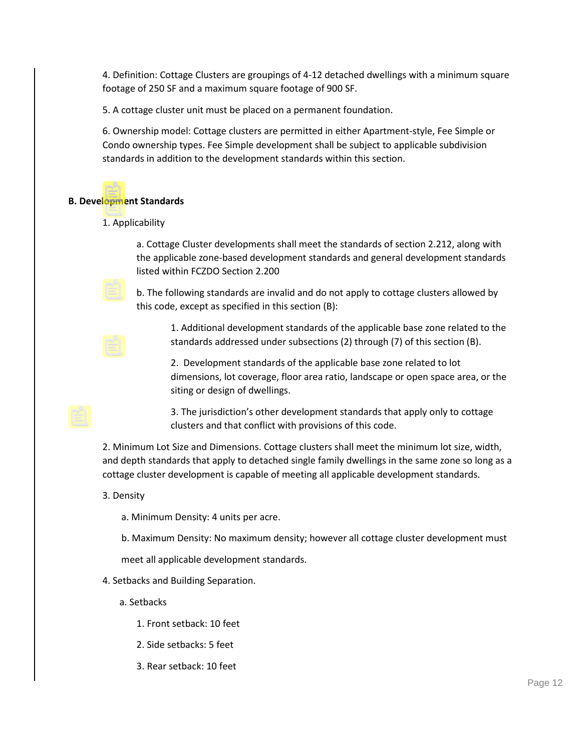4. Definition: Cottage Clusters are groupings of 4-12 detached dwellings with a minimum square footage of 250 SF and a maximum square footage of 900 SF.

5. A cottage cluster unit must be placed on a permanent foundation.

6. Ownership model: Cottage clusters are permitted in either Apartment-style, Fee Simple or Condo ownership types. Fee Simple development shall be subject to applicable subdivision standards in addition to the development standards within this section.

**B. Development Standards**

1. Applicability

   a. Cottage Cluster developments shall meet the standards of section 2.212, along with the applicable zone-based development standards and general development standards listed within FCZDO Section 2.200

   b. The following standards are invalid and do not apply to cottage clusters allowed by this code, except as specified in this section (B):

      1. Additional development standards of the applicable base zone related to the standards addressed under subsections (2) through (7) of this section (B).

      2. Development standards of the applicable base zone related to lot dimensions, lot coverage, floor area ratio, landscape or open space area, or the siting or design of dwellings.

      3. The jurisdiction's other development standards that apply only to cottage clusters and that conflict with provisions of this code.

2. Minimum Lot Size and Dimensions. Cottage clusters shall meet the minimum lot size, width, and depth standards that apply to detached single family dwellings in the same zone so long as a cottage cluster development is capable of meeting all applicable development standards.

3. Density

   a. Minimum Density: 4 units per acre.

   b. Maximum Density: No maximum density; however all cottage cluster development must meet all applicable development standards.

4. Setbacks and Building Separation.

   a. Setbacks

      1. Front setback: 10 feet

      2. Side setbacks: 5 feet

      3. Rear setback: 10 feet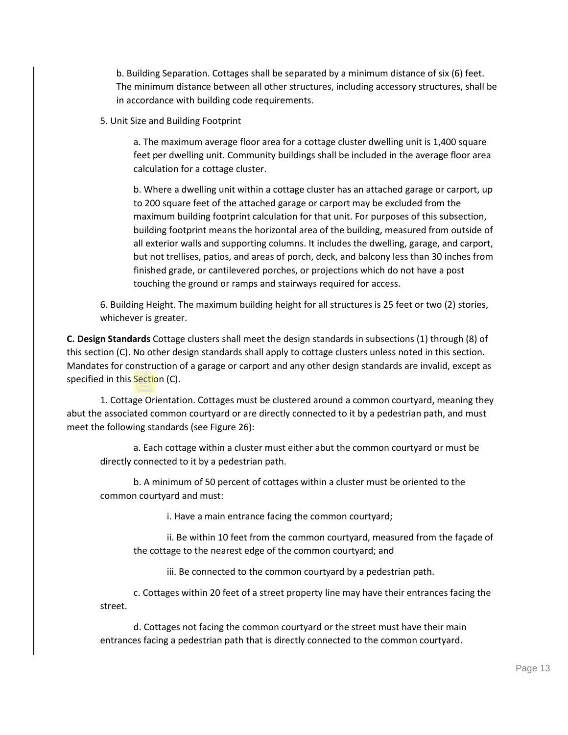b. Building Separation. Cottages shall be separated by a minimum distance of six (6) feet. The minimum distance between all other structures, including accessory structures, shall be in accordance with building code requirements.

5. Unit Size and Building Footprint

a. The maximum average floor area for a cottage cluster dwelling unit is 1,400 square feet per dwelling unit. Community buildings shall be included in the average floor area calculation for a cottage cluster.

b. Where a dwelling unit within a cottage cluster has an attached garage or carport, up to 200 square feet of the attached garage or carport may be excluded from the maximum building footprint calculation for that unit. For purposes of this subsection, building footprint means the horizontal area of the building, measured from outside of all exterior walls and supporting columns. It includes the dwelling, garage, and carport, but not trellises, patios, and areas of porch, deck, and balcony less than 30 inches from finished grade, or cantilevered porches, or projections which do not have a post touching the ground or ramps and stairways required for access.

6. Building Height. The maximum building height for all structures is 25 feet or two (2) stories, whichever is greater.

**C. Design Standards** Cottage clusters shall meet the design standards in subsections (1) through (8) of this section (C). No other design standards shall apply to cottage clusters unless noted in this section. Mandates for construction of a garage or carport and any other design standards are invalid, except as specified in this Section (C).

1. Cottage Orientation. Cottages must be clustered around a common courtyard, meaning they abut the associated common courtyard or are directly connected to it by a pedestrian path, and must meet the following standards (see Figure 26):

a. Each cottage within a cluster must either abut the common courtyard or must be directly connected to it by a pedestrian path.

b. A minimum of 50 percent of cottages within a cluster must be oriented to the common courtyard and must:

i. Have a main entrance facing the common courtyard;

ii. Be within 10 feet from the common courtyard, measured from the façade of the cottage to the nearest edge of the common courtyard; and

iii. Be connected to the common courtyard by a pedestrian path.

c. Cottages within 20 feet of a street property line may have their entrances facing the street.

d. Cottages not facing the common courtyard or the street must have their main entrances facing a pedestrian path that is directly connected to the common courtyard.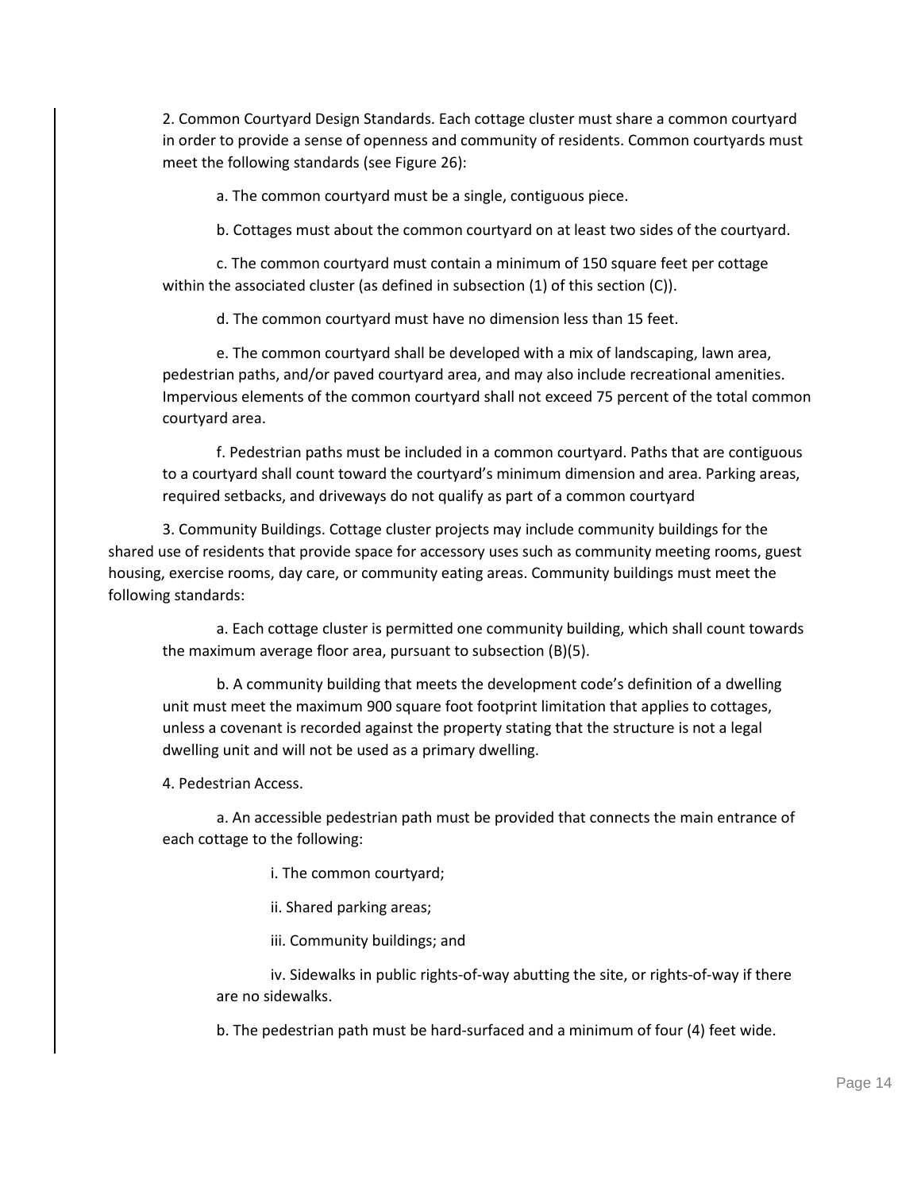2. Common Courtyard Design Standards. Each cottage cluster must share a common courtyard in order to provide a sense of openness and community of residents. Common courtyards must meet the following standards (see Figure 26):

a. The common courtyard must be a single, contiguous piece.

b. Cottages must about the common courtyard on at least two sides of the courtyard.

c. The common courtyard must contain a minimum of 150 square feet per cottage within the associated cluster (as defined in subsection (1) of this section (C)).

d. The common courtyard must have no dimension less than 15 feet.

e. The common courtyard shall be developed with a mix of landscaping, lawn area, pedestrian paths, and/or paved courtyard area, and may also include recreational amenities. Impervious elements of the common courtyard shall not exceed 75 percent of the total common courtyard area.

f. Pedestrian paths must be included in a common courtyard. Paths that are contiguous to a courtyard shall count toward the courtyard's minimum dimension and area. Parking areas, required setbacks, and driveways do not qualify as part of a common courtyard

3. Community Buildings. Cottage cluster projects may include community buildings for the shared use of residents that provide space for accessory uses such as community meeting rooms, guest housing, exercise rooms, day care, or community eating areas. Community buildings must meet the following standards:

a. Each cottage cluster is permitted one community building, which shall count towards the maximum average floor area, pursuant to subsection (B)(5).

b. A community building that meets the development code's definition of a dwelling unit must meet the maximum 900 square foot footprint limitation that applies to cottages, unless a covenant is recorded against the property stating that the structure is not a legal dwelling unit and will not be used as a primary dwelling.

4. Pedestrian Access.

a. An accessible pedestrian path must be provided that connects the main entrance of each cottage to the following:

i. The common courtyard;

ii. Shared parking areas;

iii. Community buildings; and

iv. Sidewalks in public rights-of-way abutting the site, or rights-of-way if there are no sidewalks.

b. The pedestrian path must be hard-surfaced and a minimum of four (4) feet wide.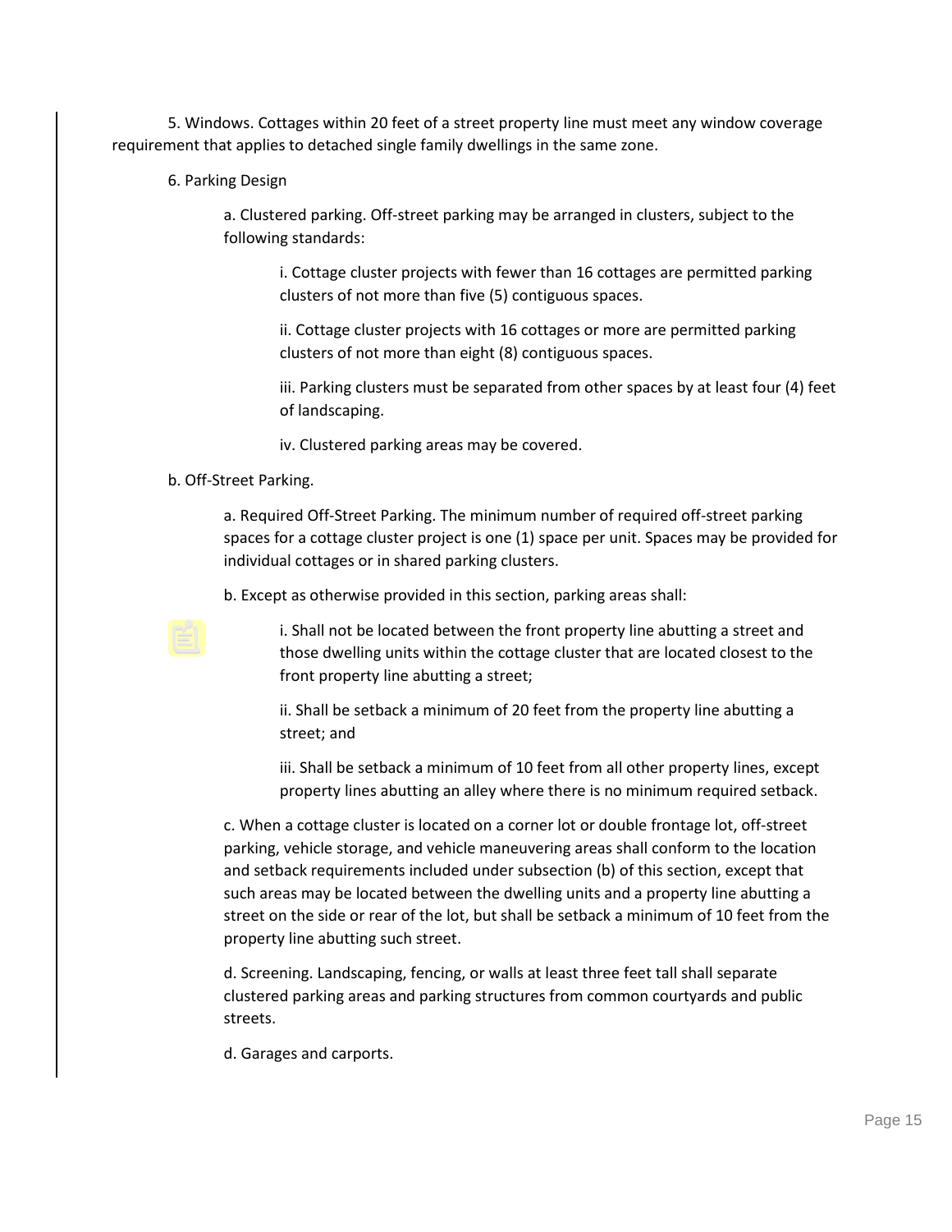5. Windows. Cottages within 20 feet of a street property line must meet any window coverage requirement that applies to detached single family dwellings in the same zone.

6. Parking Design

a. Clustered parking. Off-street parking may be arranged in clusters, subject to the following standards:

i. Cottage cluster projects with fewer than 16 cottages are permitted parking clusters of not more than five (5) contiguous spaces.

ii. Cottage cluster projects with 16 cottages or more are permitted parking clusters of not more than eight (8) contiguous spaces.

iii. Parking clusters must be separated from other spaces by at least four (4) feet of landscaping.

iv. Clustered parking areas may be covered.

b. Off-Street Parking.

a. Required Off-Street Parking. The minimum number of required off-street parking spaces for a cottage cluster project is one (1) space per unit. Spaces may be provided for individual cottages or in shared parking clusters.

b. Except as otherwise provided in this section, parking areas shall:

i. Shall not be located between the front property line abutting a street and those dwelling units within the cottage cluster that are located closest to the front property line abutting a street;

ii. Shall be setback a minimum of 20 feet from the property line abutting a street; and

iii. Shall be setback a minimum of 10 feet from all other property lines, except property lines abutting an alley where there is no minimum required setback.

c. When a cottage cluster is located on a corner lot or double frontage lot, off-street parking, vehicle storage, and vehicle maneuvering areas shall conform to the location and setback requirements included under subsection (b) of this section, except that such areas may be located between the dwelling units and a property line abutting a street on the side or rear of the lot, but shall be setback a minimum of 10 feet from the property line abutting such street.

d. Screening. Landscaping, fencing, or walls at least three feet tall shall separate clustered parking areas and parking structures from common courtyards and public streets.

d. Garages and carports.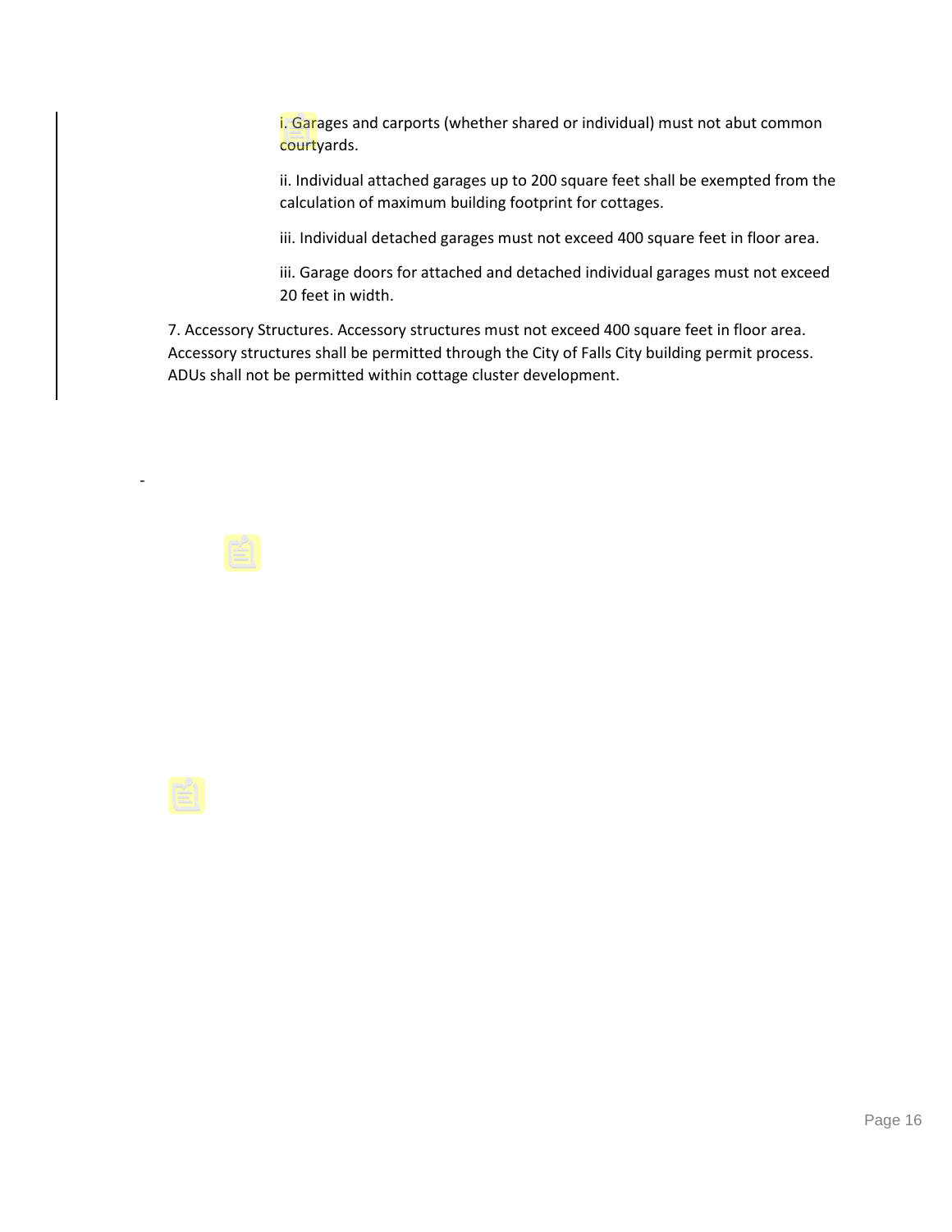i. Garages and carports (whether shared or individual) must not abut common courtyards.

ii. Individual attached garages up to 200 square feet shall be exempted from the calculation of maximum building footprint for cottages.

iii. Individual detached garages must not exceed 400 square feet in floor area.

iii. Garage doors for attached and detached individual garages must not exceed 20 feet in width.

7. Accessory Structures. Accessory structures must not exceed 400 square feet in floor area. Accessory structures shall be permitted through the City of Falls City building permit process. ADUs shall not be permitted within cottage cluster development.

-